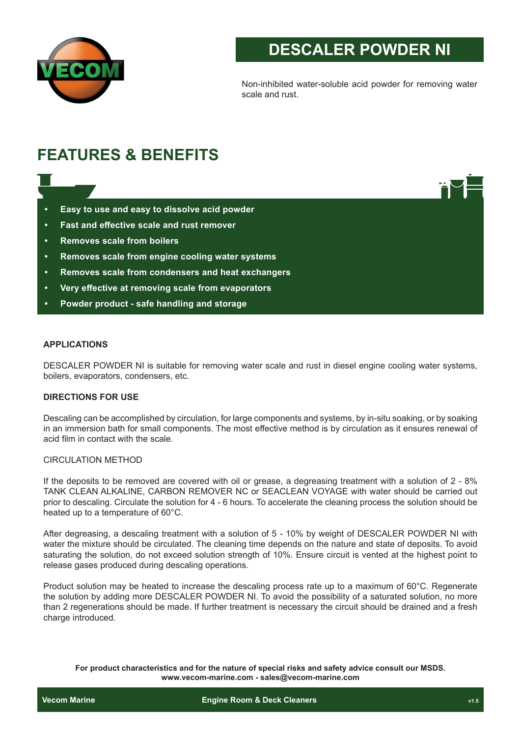# DESCALER POWDER NI

Non-inhibited water-soluble acid powder for removing water scale and rust.

## FEATURES & BENEFITS

- **Easy to use and easy to dissolve acid powder**
- **Fast and effective scale and rust remover**
- **Removes scale from boilers**
- **Removes scale from engine cooling water systems**
- **Removes scale from condensers and heat exchangers**
- **Very effective at removing scale from evaporators**
- **Powder product - safe handling and storage**

### APPLICATIONS

DESCALER POWDER NI is suitable for removing water scale and rust in diesel engine cooling water systems, boilers, evaporators, condensers, etc.

### DIRECTIONS FOR USE

Descaling can be accomplished by circulation, for large components and systems, by in-situ soaking, or by soaking in an immersion bath for small components. The most effective method is by circulation as it ensures renewal of acid film in contact with the scale.

CIRCULATION METHOD

If the deposits to be removed are covered with oil or grease, a degreasing treatment with a solution of 2 - 8% TANK CLEAN ALKALINE, CARBON REMOVER NC or SEACLEAN VOYAGE with water should be carried out prior to descaling. Circulate the solution for 4 - 6 hours. To accelerate the cleaning process the solution should be heated up to a temperature of 60°C.

After degreasing, a descaling treatment with a solution of 5 - 10% by weight of DESCALER POWDER NI with water the mixture should be circulated. The cleaning time depends on the nature and state of deposits. To avoid saturating the solution, do not exceed solution strength of 10%. Ensure circuit is vented at the highest point to release gases produced during descaling operations.

Product solution may be heated to increase the descaling process rate up to a maximum of 60°C. Regenerate the solution by adding more DESCALER POWDER NI. To avoid the possibility of a saturated solution, no more than 2 regenerations should be made. If further treatment is necessary the circuit should be drained and a fresh charge introduced.

**For product characteristics and for the nature of special risks and safety advice consult our MSDS.**
**www.vecom-marine.com - sales@vecom-marine.com**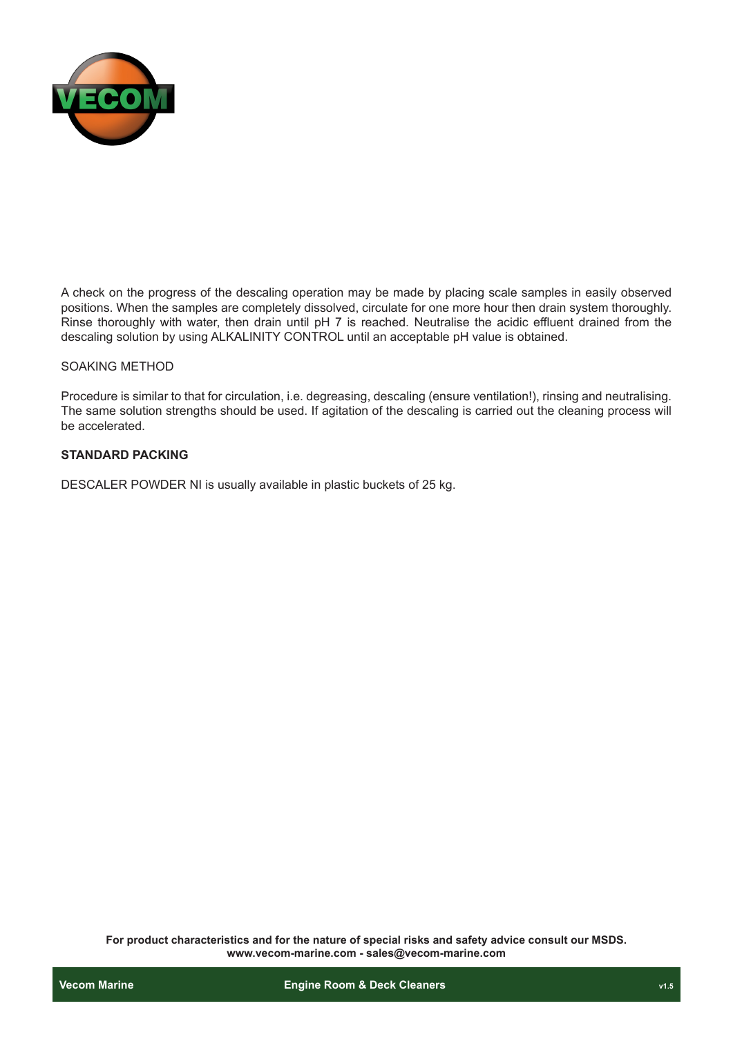A check on the progress of the descaling operation may be made by placing scale samples in easily observed positions. When the samples are completely dissolved, circulate for one more hour then drain system thoroughly. Rinse thoroughly with water, then drain until pH 7 is reached. Neutralise the acidic effluent drained from the descaling solution by using ALKALINITY CONTROL until an acceptable pH value is obtained.

SOAKING METHOD

Procedure is similar to that for circulation, i.e. degreasing, descaling (ensure ventilation!), rinsing and neutralising. The same solution strengths should be used. If agitation of the descaling is carried out the cleaning process will be accelerated.

**STANDARD PACKING**

DESCALER POWDER NI is usually available in plastic buckets of 25 kg.

**For product characteristics and for the nature of special risks and safety advice consult our MSDS.**
**www.vecom-marine.com - sales@vecom-marine.com**